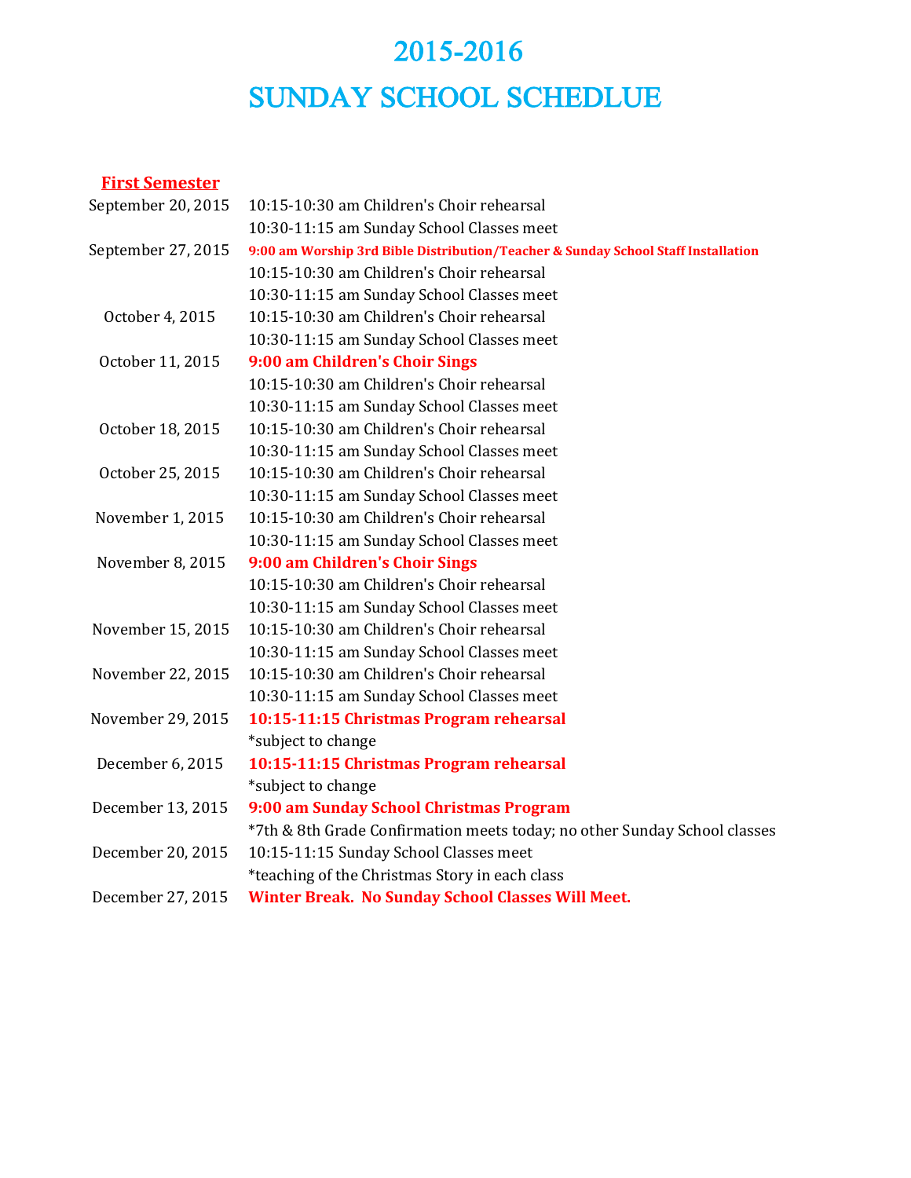# 2015-2016

# SUNDAY SCHOOL SCHEDLUE

**First Semester**

| | |
|---|---|
| September 20, 2015 | 10:15-10:30 am Children's Choir rehearsal |
| | 10:30-11:15 am Sunday School Classes meet |
| September 27, 2015 | **9:00 am Worship 3rd Bible Distribution/Teacher & Sunday School Staff Installation** |
| | 10:15-10:30 am Children's Choir rehearsal |
| | 10:30-11:15 am Sunday School Classes meet |
| October 4, 2015 | 10:15-10:30 am Children's Choir rehearsal |
| | 10:30-11:15 am Sunday School Classes meet |
| October 11, 2015 | **9:00 am Children's Choir Sings** |
| | 10:15-10:30 am Children's Choir rehearsal |
| | 10:30-11:15 am Sunday School Classes meet |
| October 18, 2015 | 10:15-10:30 am Children's Choir rehearsal |
| | 10:30-11:15 am Sunday School Classes meet |
| October 25, 2015 | 10:15-10:30 am Children's Choir rehearsal |
| | 10:30-11:15 am Sunday School Classes meet |
| November 1, 2015 | 10:15-10:30 am Children's Choir rehearsal |
| | 10:30-11:15 am Sunday School Classes meet |
| November 8, 2015 | **9:00 am Children's Choir Sings** |
| | 10:15-10:30 am Children's Choir rehearsal |
| | 10:30-11:15 am Sunday School Classes meet |
| November 15, 2015 | 10:15-10:30 am Children's Choir rehearsal |
| | 10:30-11:15 am Sunday School Classes meet |
| November 22, 2015 | 10:15-10:30 am Children's Choir rehearsal |
| | 10:30-11:15 am Sunday School Classes meet |
| November 29, 2015 | **10:15-11:15 Christmas Program rehearsal** |
| | *subject to change |
| December 6, 2015 | **10:15-11:15 Christmas Program rehearsal** |
| | *subject to change |
| December 13, 2015 | **9:00 am Sunday School Christmas Program** |
| | *7th & 8th Grade Confirmation meets today; no other Sunday School classes |
| December 20, 2015 | 10:15-11:15 Sunday School Classes meet |
| | *teaching of the Christmas Story in each class |
| December 27, 2015 | **Winter Break. No Sunday School Classes Will Meet.** |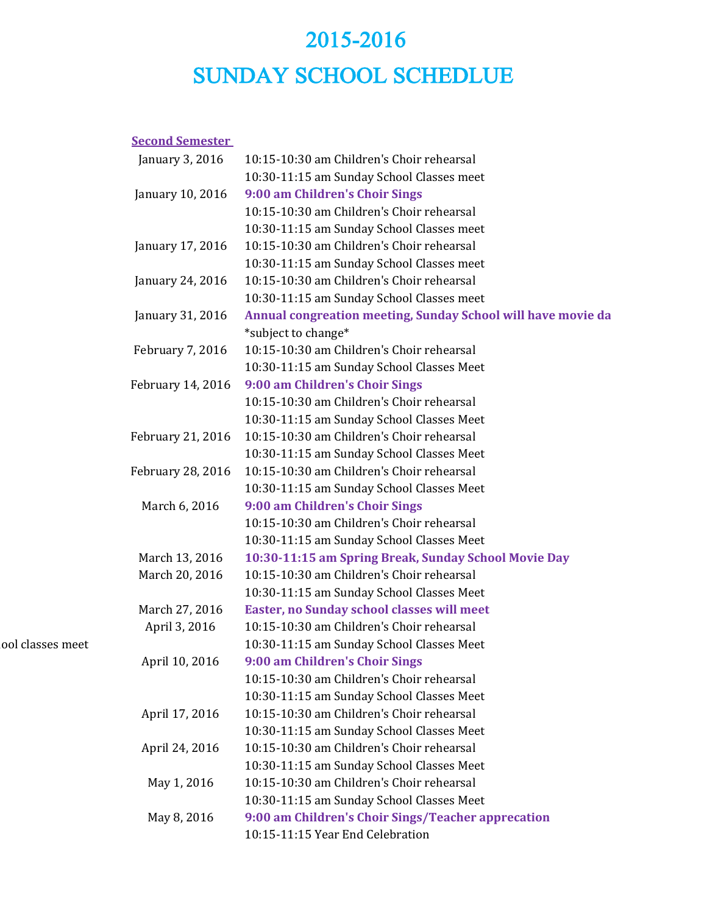# 2015-2016

# SUNDAY SCHOOL SCHEDLUE

**Second Semester**

| Date | Schedule |
|---|---|
| January 3, 2016 | 10:15-10:30 am Children's Choir rehearsal |
| | 10:30-11:15 am Sunday School Classes meet |
| January 10, 2016 | **9:00 am Children's Choir Sings** |
| | 10:15-10:30 am Children's Choir rehearsal |
| | 10:30-11:15 am Sunday School Classes meet |
| January 17, 2016 | 10:15-10:30 am Children's Choir rehearsal |
| | 10:30-11:15 am Sunday School Classes meet |
| January 24, 2016 | 10:15-10:30 am Children's Choir rehearsal |
| | 10:30-11:15 am Sunday School Classes meet |
| January 31, 2016 | **Annual congreation meeting, Sunday School will have movie da** |
| | *subject to change* |
| February 7, 2016 | 10:15-10:30 am Children's Choir rehearsal |
| | 10:30-11:15 am Sunday School Classes Meet |
| February 14, 2016 | **9:00 am Children's Choir Sings** |
| | 10:15-10:30 am Children's Choir rehearsal |
| | 10:30-11:15 am Sunday School Classes Meet |
| February 21, 2016 | 10:15-10:30 am Children's Choir rehearsal |
| | 10:30-11:15 am Sunday School Classes Meet |
| February 28, 2016 | 10:15-10:30 am Children's Choir rehearsal |
| | 10:30-11:15 am Sunday School Classes Meet |
| March 6, 2016 | **9:00 am Children's Choir Sings** |
| | 10:15-10:30 am Children's Choir rehearsal |
| | 10:30-11:15 am Sunday School Classes Meet |
| March 13, 2016 | **10:30-11:15 am Spring Break, Sunday School Movie Day** |
| March 20, 2016 | 10:15-10:30 am Children's Choir rehearsal |
| | 10:30-11:15 am Sunday School Classes Meet |
| March 27, 2016 | **Easter, no Sunday school classes will meet** |
| April 3, 2016 | 10:15-10:30 am Children's Choir rehearsal |
| | 10:30-11:15 am Sunday School Classes Meet |
| April 10, 2016 | **9:00 am Children's Choir Sings** |
| | 10:15-10:30 am Children's Choir rehearsal |
| | 10:30-11:15 am Sunday School Classes Meet |
| April 17, 2016 | 10:15-10:30 am Children's Choir rehearsal |
| | 10:30-11:15 am Sunday School Classes Meet |
| April 24, 2016 | 10:15-10:30 am Children's Choir rehearsal |
| | 10:30-11:15 am Sunday School Classes Meet |
| May 1, 2016 | 10:15-10:30 am Children's Choir rehearsal |
| | 10:30-11:15 am Sunday School Classes Meet |
| May 8, 2016 | **9:00 am Children's Choir Sings/Teacher apprecation** |
| | 10:15-11:15 Year End Celebration |

ool classes meet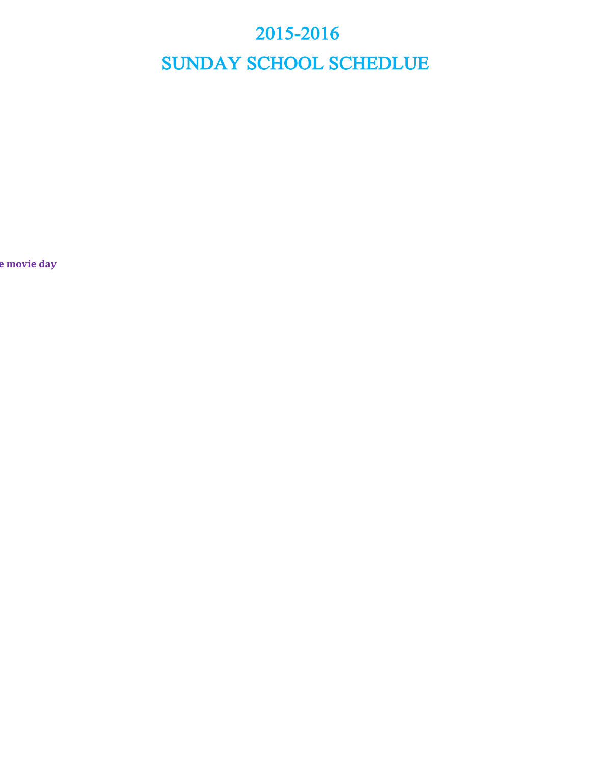# 2015-2016

# SUNDAY SCHOOL SCHEDLUE

**e movie day**